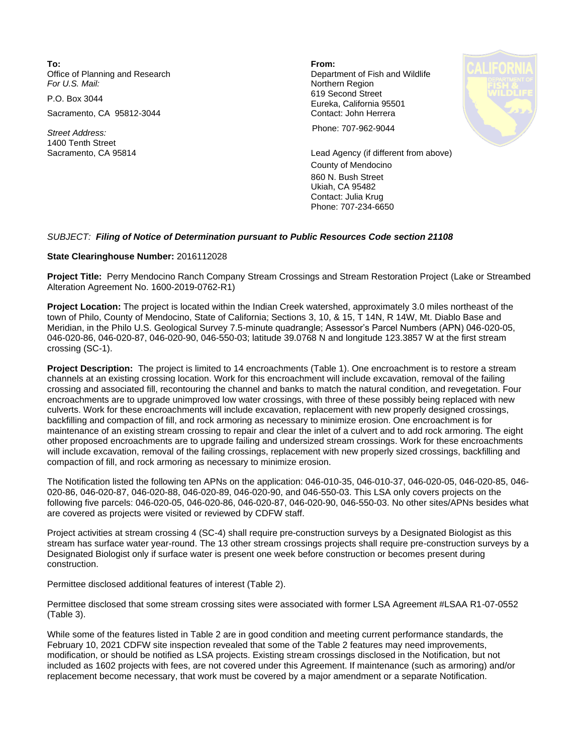**To:**
Office of Planning and Research
*For U.S. Mail:*

P.O. Box 3044

Sacramento, CA 95812-3044

*Street Address:*
1400 Tenth Street
Sacramento, CA 95814

**From:**
Department of Fish and Wildlife
Northern Region
619 Second Street
Eureka, California 95501
Contact: John Herrera

Phone: 707-962-9044

Lead Agency (if different from above)
County of Mendocino
860 N. Bush Street
Ukiah, CA 95482
Contact: Julia Krug
Phone: 707-234-6650

*SUBJECT: **Filing of Notice of Determination pursuant to Public Resources Code section 21108***

**State Clearinghouse Number:** 2016112028

**Project Title:** Perry Mendocino Ranch Company Stream Crossings and Stream Restoration Project (Lake or Streambed Alteration Agreement No. 1600-2019-0762-R1)

**Project Location:** The project is located within the Indian Creek watershed, approximately 3.0 miles northeast of the town of Philo, County of Mendocino, State of California; Sections 3, 10, & 15, T 14N, R 14W, Mt. Diablo Base and Meridian, in the Philo U.S. Geological Survey 7.5-minute quadrangle; Assessor's Parcel Numbers (APN) 046-020-05, 046-020-86, 046-020-87, 046-020-90, 046-550-03; latitude 39.0768 N and longitude 123.3857 W at the first stream crossing (SC-1).

**Project Description:** The project is limited to 14 encroachments (Table 1). One encroachment is to restore a stream channels at an existing crossing location. Work for this encroachment will include excavation, removal of the failing crossing and associated fill, recontouring the channel and banks to match the natural condition, and revegetation. Four encroachments are to upgrade unimproved low water crossings, with three of these possibly being replaced with new culverts. Work for these encroachments will include excavation, replacement with new properly designed crossings, backfilling and compaction of fill, and rock armoring as necessary to minimize erosion. One encroachment is for maintenance of an existing stream crossing to repair and clear the inlet of a culvert and to add rock armoring. The eight other proposed encroachments are to upgrade failing and undersized stream crossings. Work for these encroachments will include excavation, removal of the failing crossings, replacement with new properly sized crossings, backfilling and compaction of fill, and rock armoring as necessary to minimize erosion.

The Notification listed the following ten APNs on the application: 046-010-35, 046-010-37, 046-020-05, 046-020-85, 046-020-86, 046-020-87, 046-020-88, 046-020-89, 046-020-90, and 046-550-03. This LSA only covers projects on the following five parcels: 046-020-05, 046-020-86, 046-020-87, 046-020-90, 046-550-03. No other sites/APNs besides what are covered as projects were visited or reviewed by CDFW staff.

Project activities at stream crossing 4 (SC-4) shall require pre-construction surveys by a Designated Biologist as this stream has surface water year-round. The 13 other stream crossings projects shall require pre-construction surveys by a Designated Biologist only if surface water is present one week before construction or becomes present during construction.

Permittee disclosed additional features of interest (Table 2).

Permittee disclosed that some stream crossing sites were associated with former LSA Agreement #LSAA R1-07-0552 (Table 3).

While some of the features listed in Table 2 are in good condition and meeting current performance standards, the February 10, 2021 CDFW site inspection revealed that some of the Table 2 features may need improvements, modification, or should be notified as LSA projects. Existing stream crossings disclosed in the Notification, but not included as 1602 projects with fees, are not covered under this Agreement. If maintenance (such as armoring) and/or replacement become necessary, that work must be covered by a major amendment or a separate Notification.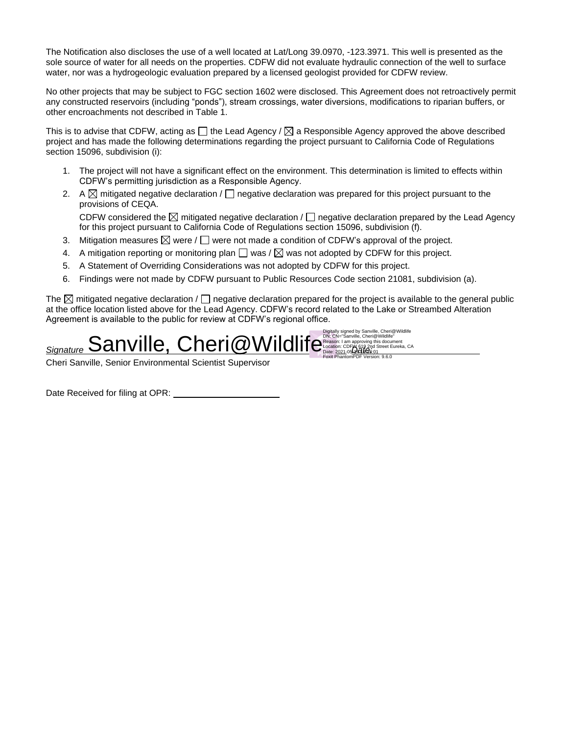The Notification also discloses the use of a well located at Lat/Long 39.0970, -123.3971. This well is presented as the sole source of water for all needs on the properties. CDFW did not evaluate hydraulic connection of the well to surface water, nor was a hydrogeologic evaluation prepared by a licensed geologist provided for CDFW review.

No other projects that may be subject to FGC section 1602 were disclosed. This Agreement does not retroactively permit any constructed reservoirs (including "ponds"), stream crossings, water diversions, modifications to riparian buffers, or other encroachments not described in Table 1.

This is to advise that CDFW, acting as ☐ the Lead Agency / ☒ a Responsible Agency approved the above described project and has made the following determinations regarding the project pursuant to California Code of Regulations section 15096, subdivision (i):

1. The project will not have a significant effect on the environment. This determination is limited to effects within CDFW's permitting jurisdiction as a Responsible Agency.
2. A ☒ mitigated negative declaration / ☐ negative declaration was prepared for this project pursuant to the provisions of CEQA.

   CDFW considered the ☒ mitigated negative declaration / ☐ negative declaration prepared by the Lead Agency for this project pursuant to California Code of Regulations section 15096, subdivision (f).
3. Mitigation measures ☒ were / ☐ were not made a condition of CDFW's approval of the project.
4. A mitigation reporting or monitoring plan ☐ was / ☒ was not adopted by CDFW for this project.
5. A Statement of Overriding Considerations was not adopted by CDFW for this project.
6. Findings were not made by CDFW pursuant to Public Resources Code section 21081, subdivision (a).

The ☒ mitigated negative declaration / ☐ negative declaration prepared for the project is available to the general public at the office location listed above for the Lead Agency. CDFW's record related to the Lake or Streambed Alteration Agreement is available to the public for review at CDFW's regional office.

*Signature* Sanville, Cheri@Wildlife

Digitally signed by Sanville, Cheri@Wildlife
DN: CN="Sanville, Cheri@Wildlife"
Reason: I am approving this document
Location: CDFW 619 2nd Street Eureka, CA
Date: 2021-05-... :01
Foxit PhantomPDF Version: 9.6.0

*Date*

Cheri Sanville, Senior Environmental Scientist Supervisor

Date Received for filing at OPR: ______________________